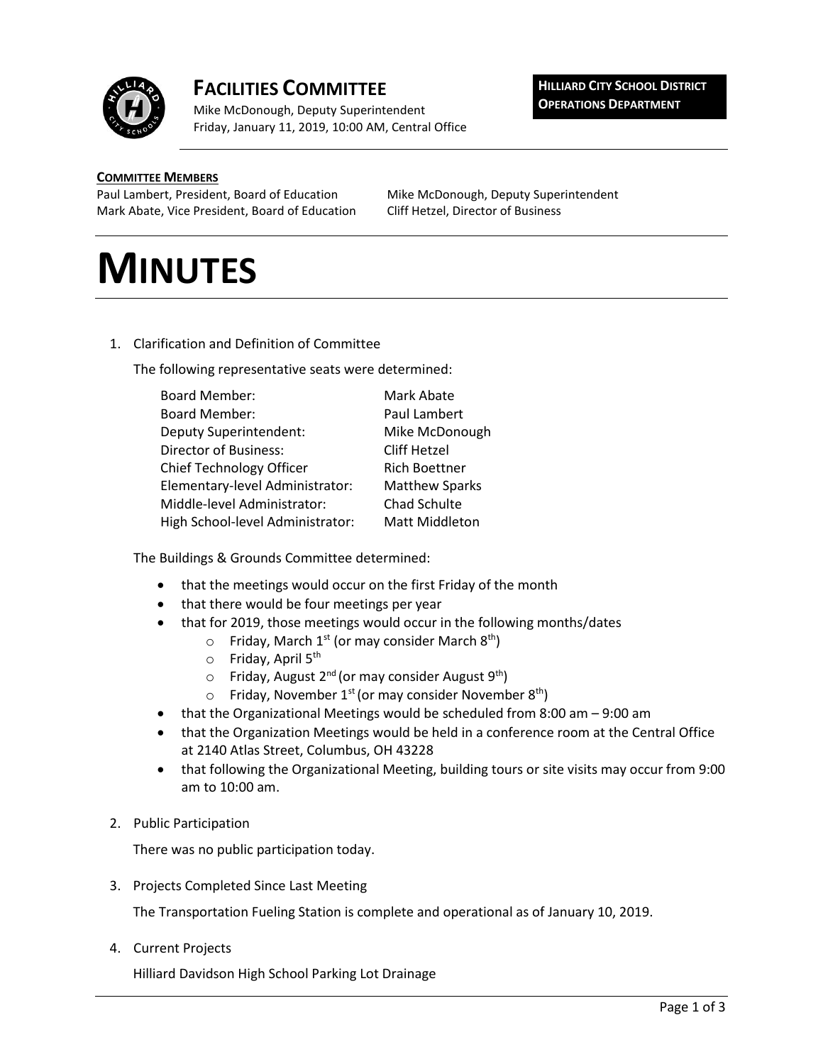# FACILITIES COMMITTEE

Mike McDonough, Deputy Superintendent
Friday, January 11, 2019, 10:00 AM, Central Office

**HILLIARD CITY SCHOOL DISTRICT**
**OPERATIONS DEPARTMENT**

**COMMITTEE MEMBERS**

Paul Lambert, President, Board of Education
Mark Abate, Vice President, Board of Education
Mike McDonough, Deputy Superintendent
Cliff Hetzel, Director of Business

# MINUTES

1. Clarification and Definition of Committee

   The following representative seats were determined:

   | | |
   |---|---|
   | Board Member: | Mark Abate |
   | Board Member: | Paul Lambert |
   | Deputy Superintendent: | Mike McDonough |
   | Director of Business: | Cliff Hetzel |
   | Chief Technology Officer | Rich Boettner |
   | Elementary-level Administrator: | Matthew Sparks |
   | Middle-level Administrator: | Chad Schulte |
   | High School-level Administrator: | Matt Middleton |

   The Buildings & Grounds Committee determined:

   - that the meetings would occur on the first Friday of the month
   - that there would be four meetings per year
   - that for 2019, those meetings would occur in the following months/dates
     - Friday, March 1st (or may consider March 8th)
     - Friday, April 5th
     - Friday, August 2nd (or may consider August 9th)
     - Friday, November 1st (or may consider November 8th)
   - that the Organizational Meetings would be scheduled from 8:00 am – 9:00 am
   - that the Organization Meetings would be held in a conference room at the Central Office at 2140 Atlas Street, Columbus, OH 43228
   - that following the Organizational Meeting, building tours or site visits may occur from 9:00 am to 10:00 am.

2. Public Participation

   There was no public participation today.

3. Projects Completed Since Last Meeting

   The Transportation Fueling Station is complete and operational as of January 10, 2019.

4. Current Projects

   Hilliard Davidson High School Parking Lot Drainage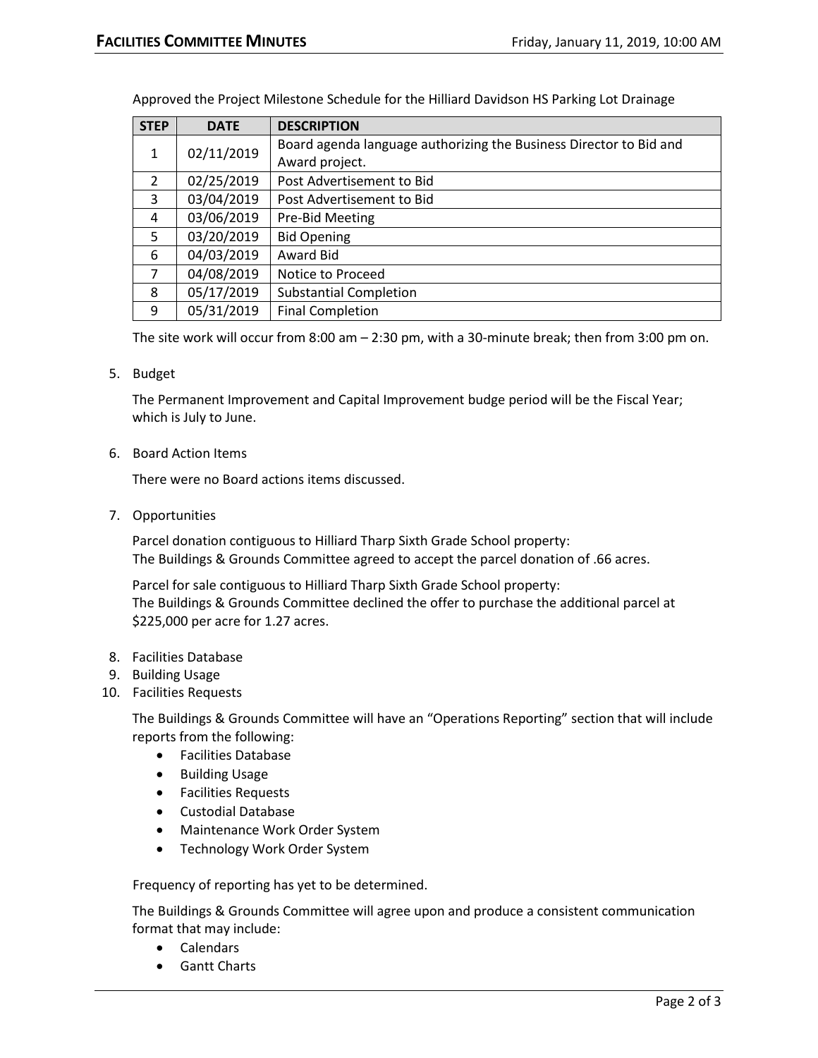Approved the Project Milestone Schedule for the Hilliard Davidson HS Parking Lot Drainage

| STEP | DATE | DESCRIPTION |
|---|---|---|
| 1 | 02/11/2019 | Board agenda language authorizing the Business Director to Bid and Award project. |
| 2 | 02/25/2019 | Post Advertisement to Bid |
| 3 | 03/04/2019 | Post Advertisement to Bid |
| 4 | 03/06/2019 | Pre-Bid Meeting |
| 5 | 03/20/2019 | Bid Opening |
| 6 | 04/03/2019 | Award Bid |
| 7 | 04/08/2019 | Notice to Proceed |
| 8 | 05/17/2019 | Substantial Completion |
| 9 | 05/31/2019 | Final Completion |

The site work will occur from 8:00 am – 2:30 pm, with a 30-minute break; then from 3:00 pm on.

5. Budget

   The Permanent Improvement and Capital Improvement budge period will be the Fiscal Year; which is July to June.

6. Board Action Items

   There were no Board actions items discussed.

7. Opportunities

   Parcel donation contiguous to Hilliard Tharp Sixth Grade School property:
   The Buildings & Grounds Committee agreed to accept the parcel donation of .66 acres.

   Parcel for sale contiguous to Hilliard Tharp Sixth Grade School property:
   The Buildings & Grounds Committee declined the offer to purchase the additional parcel at $225,000 per acre for 1.27 acres.

8. Facilities Database
9. Building Usage
10. Facilities Requests

    The Buildings & Grounds Committee will have an "Operations Reporting" section that will include reports from the following:

    - Facilities Database
    - Building Usage
    - Facilities Requests
    - Custodial Database
    - Maintenance Work Order System
    - Technology Work Order System

    Frequency of reporting has yet to be determined.

    The Buildings & Grounds Committee will agree upon and produce a consistent communication format that may include:

    - Calendars
    - Gantt Charts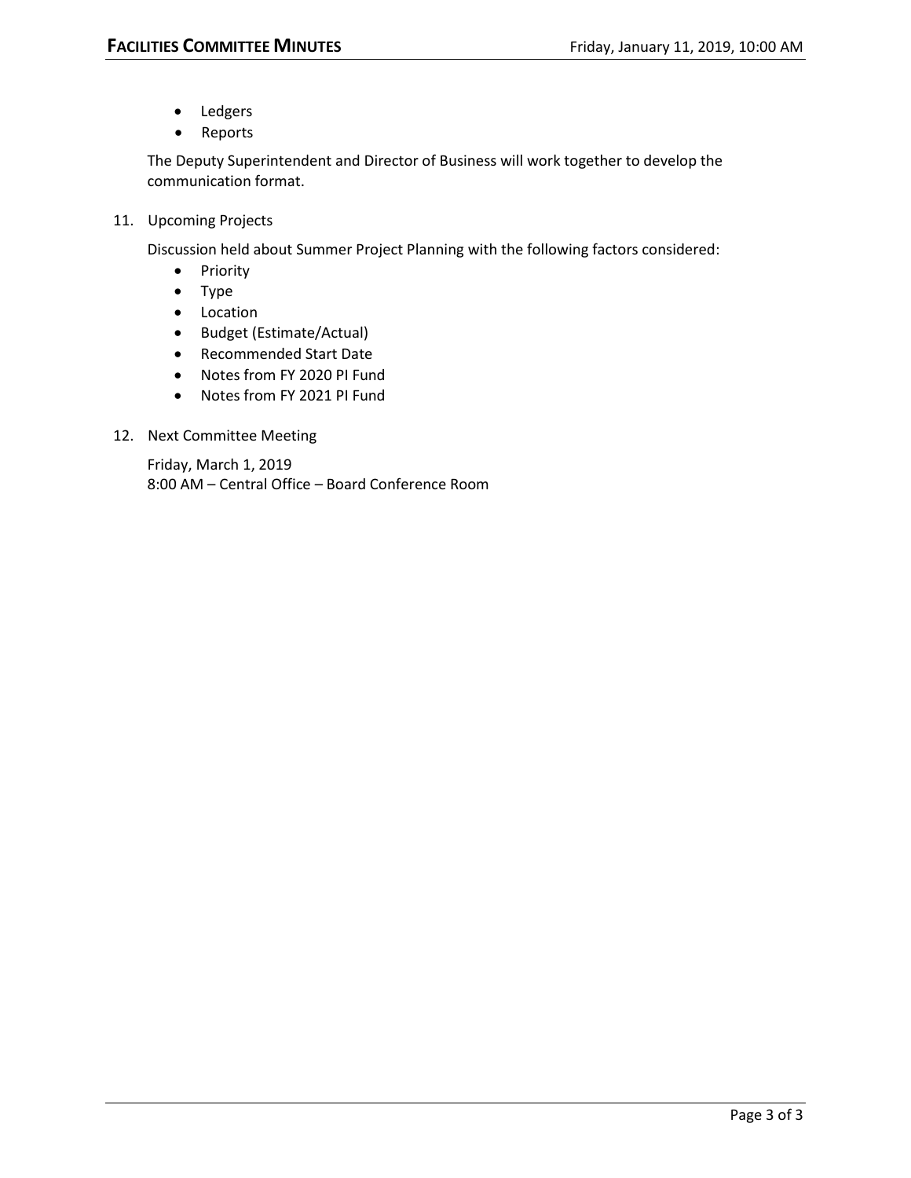- Ledgers
- Reports

The Deputy Superintendent and Director of Business will work together to develop the communication format.

11. Upcoming Projects

    Discussion held about Summer Project Planning with the following factors considered:

    - Priority
    - Type
    - Location
    - Budget (Estimate/Actual)
    - Recommended Start Date
    - Notes from FY 2020 PI Fund
    - Notes from FY 2021 PI Fund

12. Next Committee Meeting

    Friday, March 1, 2019
    8:00 AM – Central Office – Board Conference Room